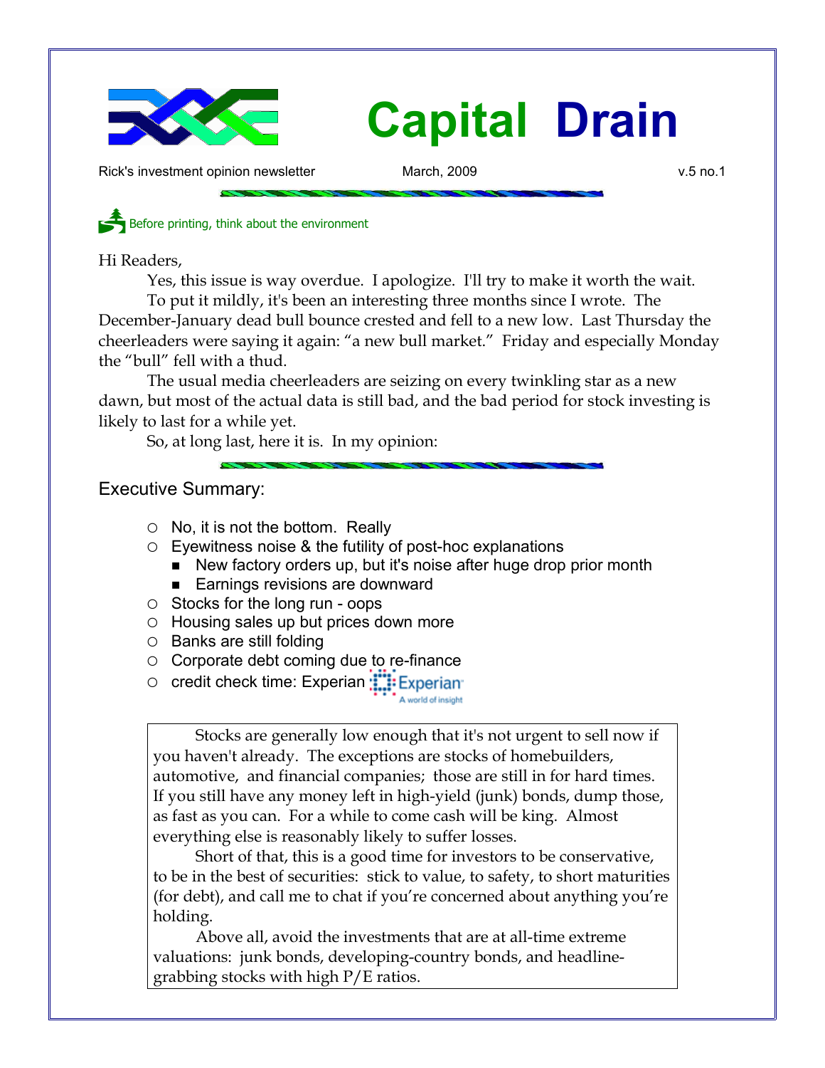# Capital Drain

Rick's investment opinion newsletter | March, 2009 | v.5 no.1

Before printing, think about the environment

Hi Readers,

Yes, this issue is way overdue. I apologize. I'll try to make it worth the wait.

To put it mildly, it's been an interesting three months since I wrote. The December-January dead bull bounce crested and fell to a new low. Last Thursday the cheerleaders were saying it again: "a new bull market." Friday and especially Monday the "bull" fell with a thud.

The usual media cheerleaders are seizing on every twinkling star as a new dawn, but most of the actual data is still bad, and the bad period for stock investing is likely to last for a while yet.

So, at long last, here it is. In my opinion:

## Executive Summary:

- No, it is not the bottom. Really
- Eyewitness noise & the futility of post-hoc explanations
  - New factory orders up, but it's noise after huge drop prior month
  - Earnings revisions are downward
- Stocks for the long run - oops
- Housing sales up but prices down more
- Banks are still folding
- Corporate debt coming due to re-finance
- credit check time: Experian

Stocks are generally low enough that it's not urgent to sell now if you haven't already. The exceptions are stocks of homebuilders, automotive, and financial companies; those are still in for hard times. If you still have any money left in high-yield (junk) bonds, dump those, as fast as you can. For a while to come cash will be king. Almost everything else is reasonably likely to suffer losses.

Short of that, this is a good time for investors to be conservative, to be in the best of securities: stick to value, to safety, to short maturities (for debt), and call me to chat if you're concerned about anything you're holding.

Above all, avoid the investments that are at all-time extreme valuations: junk bonds, developing-country bonds, and headline-grabbing stocks with high P/E ratios.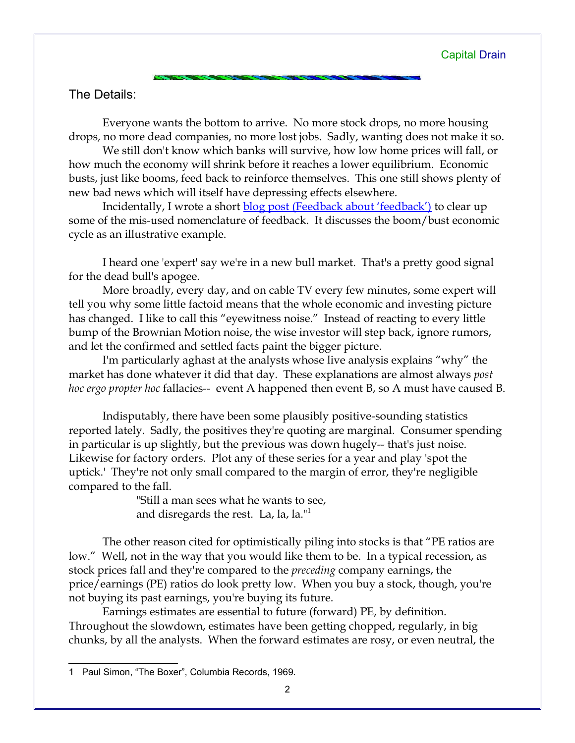## The Details:

Everyone wants the bottom to arrive. No more stock drops, no more housing drops, no more dead companies, no more lost jobs. Sadly, wanting does not make it so.

We still don't know which banks will survive, how low home prices will fall, or how much the economy will shrink before it reaches a lower equilibrium. Economic busts, just like booms, feed back to reinforce themselves. This one still shows plenty of new bad news which will itself have depressing effects elsewhere.

Incidentally, I wrote a short blog post (Feedback about 'feedback') to clear up some of the mis-used nomenclature of feedback. It discusses the boom/bust economic cycle as an illustrative example.

I heard one 'expert' say we're in a new bull market. That's a pretty good signal for the dead bull's apogee.

More broadly, every day, and on cable TV every few minutes, some expert will tell you why some little factoid means that the whole economic and investing picture has changed. I like to call this "eyewitness noise." Instead of reacting to every little bump of the Brownian Motion noise, the wise investor will step back, ignore rumors, and let the confirmed and settled facts paint the bigger picture.

I'm particularly aghast at the analysts whose live analysis explains "why" the market has done whatever it did that day. These explanations are almost always *post hoc ergo propter hoc* fallacies-- event A happened then event B, so A must have caused B.

Indisputably, there have been some plausibly positive-sounding statistics reported lately. Sadly, the positives they're quoting are marginal. Consumer spending in particular is up slightly, but the previous was down hugely-- that's just noise. Likewise for factory orders. Plot any of these series for a year and play 'spot the uptick.' They're not only small compared to the margin of error, they're negligible compared to the fall.

> "Still a man sees what he wants to see,
> and disregards the rest. La, la, la."[1]

The other reason cited for optimistically piling into stocks is that "PE ratios are low." Well, not in the way that you would like them to be. In a typical recession, as stock prices fall and they're compared to the *preceding* company earnings, the price/earnings (PE) ratios do look pretty low. When you buy a stock, though, you're not buying its past earnings, you're buying its future.

Earnings estimates are essential to future (forward) PE, by definition. Throughout the slowdown, estimates have been getting chopped, regularly, in big chunks, by all the analysts. When the forward estimates are rosy, or even neutral, the

---

1 Paul Simon, "The Boxer", Columbia Records, 1969.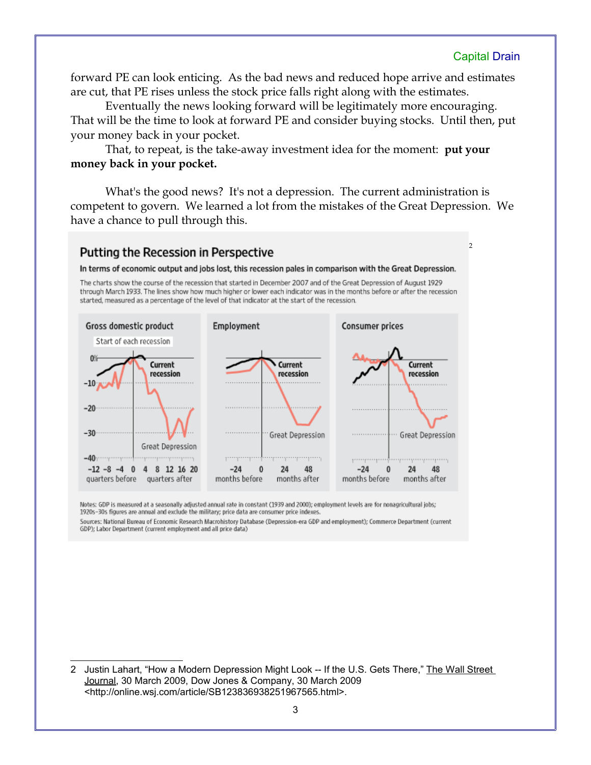forward PE can look enticing. As the bad news and reduced hope arrive and estimates are cut, that PE rises unless the stock price falls right along with the estimates.

Eventually the news looking forward will be legitimately more encouraging. That will be the time to look at forward PE and consider buying stocks. Until then, put your money back in your pocket.

That, to repeat, is the take-away investment idea for the moment: **put your money back in your pocket.**

What's the good news? It's not a depression. The current administration is competent to govern. We learned a lot from the mistakes of the Great Depression. We have a chance to pull through this.

## Putting the Recession in Perspective [2]

**In terms of economic output and jobs lost, this recession pales in comparison with the Great Depression.**

The charts show the course of the recession that started in December 2007 and of the Great Depression of August 1929 through March 1933. The lines show how much higher or lower each indicator was in the months before or after the recession started, measured as a percentage of the level of that indicator at the start of the recession.

Gross domestic product — Start of each recession — 0%, -10, -20, -30, -40 — Current recession — Great Depression — -12 -8 -4 0 4 8 12 16 20 — quarters before / quarters after

Employment — Current recession — Great Depression — -24 0 24 48 — months before / months after

Consumer prices — Current recession — Great Depression — -24 0 24 48 — months before / months after

Notes: GDP is measured at a seasonally adjusted annual rate in constant (1939 and 2000); employment levels are for nonagricultural jobs; 1920s–30s figures are annual and exclude the military; price data are consumer price indexes.

Sources: National Bureau of Economic Research Macrohistory Database (Depression-era GDP and employment); Commerce Department (current GDP); Labor Department (current employment and all price data)

---

2 Justin Lahart, "How a Modern Depression Might Look -- If the U.S. Gets There," The Wall Street Journal, 30 March 2009, Dow Jones & Company, 30 March 2009 <http://online.wsj.com/article/SB123836938251967565.html>.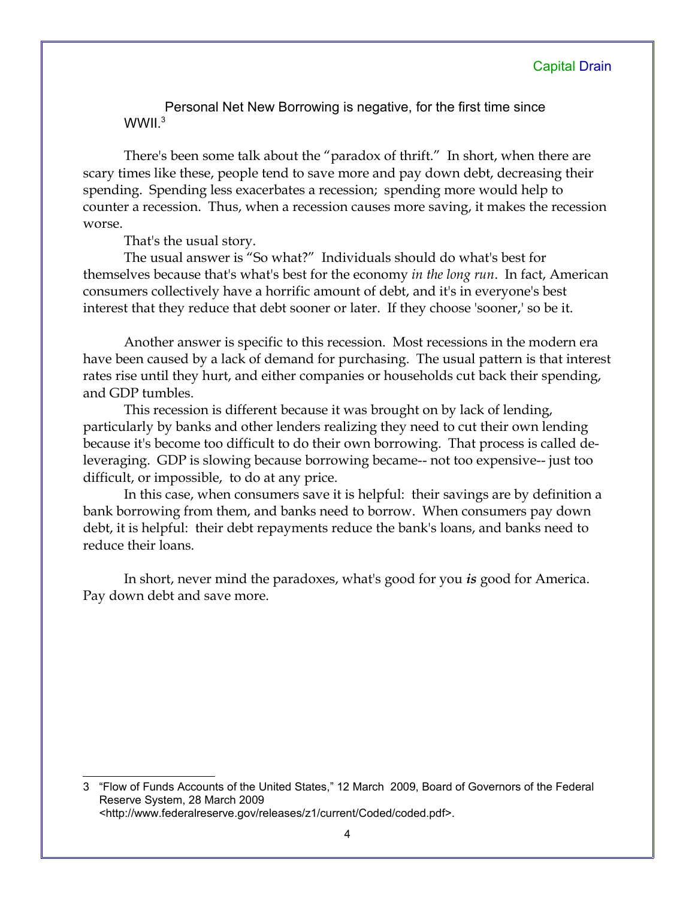Personal Net New Borrowing is negative, for the first time since WWII.[3]

There's been some talk about the "paradox of thrift." In short, when there are scary times like these, people tend to save more and pay down debt, decreasing their spending. Spending less exacerbates a recession; spending more would help to counter a recession. Thus, when a recession causes more saving, it makes the recession worse.

That's the usual story.

The usual answer is "So what?" Individuals should do what's best for themselves because that's what's best for the economy *in the long run*. In fact, American consumers collectively have a horrific amount of debt, and it's in everyone's best interest that they reduce that debt sooner or later. If they choose 'sooner,' so be it.

Another answer is specific to this recession. Most recessions in the modern era have been caused by a lack of demand for purchasing. The usual pattern is that interest rates rise until they hurt, and either companies or households cut back their spending, and GDP tumbles.

This recession is different because it was brought on by lack of lending, particularly by banks and other lenders realizing they need to cut their own lending because it's become too difficult to do their own borrowing. That process is called de-leveraging. GDP is slowing because borrowing became-- not too expensive-- just too difficult, or impossible, to do at any price.

In this case, when consumers save it is helpful: their savings are by definition a bank borrowing from them, and banks need to borrow. When consumers pay down debt, it is helpful: their debt repayments reduce the bank's loans, and banks need to reduce their loans.

In short, never mind the paradoxes, what's good for you ***is*** good for America. Pay down debt and save more.

---

3 "Flow of Funds Accounts of the United States," 12 March 2009, Board of Governors of the Federal Reserve System, 28 March 2009 <http://www.federalreserve.gov/releases/z1/current/Coded/coded.pdf>.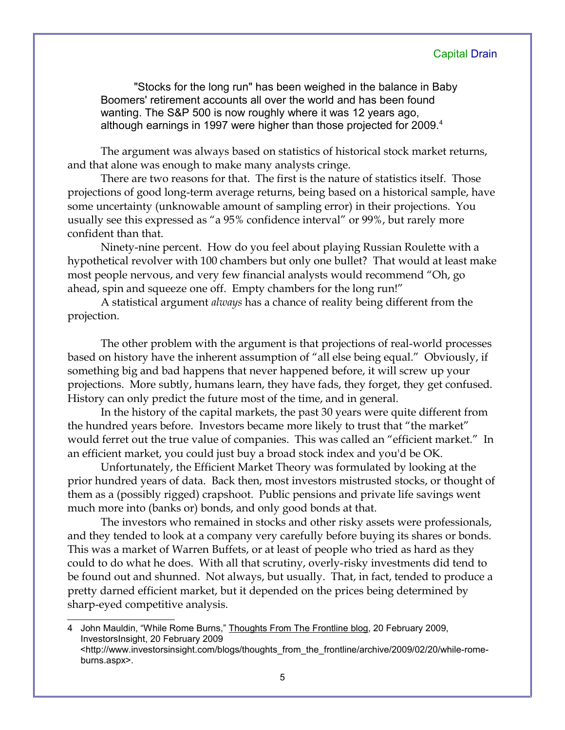> "Stocks for the long run" has been weighed in the balance in Baby Boomers' retirement accounts all over the world and has been found wanting. The S&P 500 is now roughly where it was 12 years ago, although earnings in 1997 were higher than those projected for 2009.[4]

The argument was always based on statistics of historical stock market returns, and that alone was enough to make many analysts cringe.

There are two reasons for that. The first is the nature of statistics itself. Those projections of good long-term average returns, being based on a historical sample, have some uncertainty (unknowable amount of sampling error) in their projections. You usually see this expressed as "a 95% confidence interval" or 99%, but rarely more confident than that.

Ninety-nine percent. How do you feel about playing Russian Roulette with a hypothetical revolver with 100 chambers but only one bullet? That would at least make most people nervous, and very few financial analysts would recommend "Oh, go ahead, spin and squeeze one off. Empty chambers for the long run!"

A statistical argument *always* has a chance of reality being different from the projection.

The other problem with the argument is that projections of real-world processes based on history have the inherent assumption of "all else being equal." Obviously, if something big and bad happens that never happened before, it will screw up your projections. More subtly, humans learn, they have fads, they forget, they get confused. History can only predict the future most of the time, and in general.

In the history of the capital markets, the past 30 years were quite different from the hundred years before. Investors became more likely to trust that "the market" would ferret out the true value of companies. This was called an "efficient market." In an efficient market, you could just buy a broad stock index and you'd be OK.

Unfortunately, the Efficient Market Theory was formulated by looking at the prior hundred years of data. Back then, most investors mistrusted stocks, or thought of them as a (possibly rigged) crapshoot. Public pensions and private life savings went much more into (banks or) bonds, and only good bonds at that.

The investors who remained in stocks and other risky assets were professionals, and they tended to look at a company very carefully before buying its shares or bonds. This was a market of Warren Buffets, or at least of people who tried as hard as they could to do what he does. With all that scrutiny, overly-risky investments did tend to be found out and shunned. Not always, but usually. That, in fact, tended to produce a pretty darned efficient market, but it depended on the prices being determined by sharp-eyed competitive analysis.

---

4 John Mauldin, "While Rome Burns," Thoughts From The Frontline blog, 20 February 2009, InvestorsInsight, 20 February 2009 <http://www.investorsinsight.com/blogs/thoughts_from_the_frontline/archive/2009/02/20/while-rome-burns.aspx>.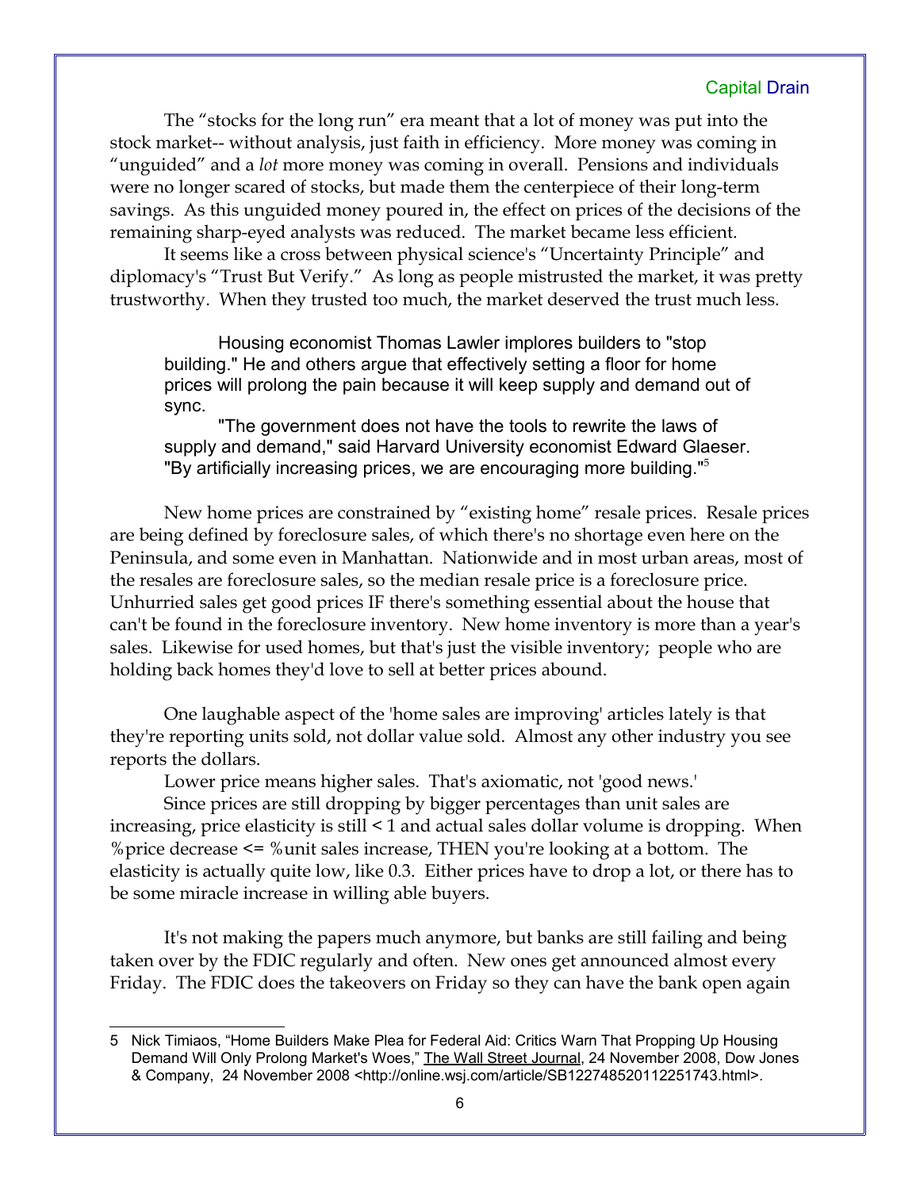The "stocks for the long run" era meant that a lot of money was put into the stock market-- without analysis, just faith in efficiency. More money was coming in "unguided" and a *lot* more money was coming in overall. Pensions and individuals were no longer scared of stocks, but made them the centerpiece of their long-term savings. As this unguided money poured in, the effect on prices of the decisions of the remaining sharp-eyed analysts was reduced. The market became less efficient.

It seems like a cross between physical science's "Uncertainty Principle" and diplomacy's "Trust But Verify." As long as people mistrusted the market, it was pretty trustworthy. When they trusted too much, the market deserved the trust much less.

> Housing economist Thomas Lawler implores builders to "stop building." He and others argue that effectively setting a floor for home prices will prolong the pain because it will keep supply and demand out of sync.
>
> "The government does not have the tools to rewrite the laws of supply and demand," said Harvard University economist Edward Glaeser. "By artificially increasing prices, we are encouraging more building."[5]

New home prices are constrained by "existing home" resale prices. Resale prices are being defined by foreclosure sales, of which there's no shortage even here on the Peninsula, and some even in Manhattan. Nationwide and in most urban areas, most of the resales are foreclosure sales, so the median resale price is a foreclosure price. Unhurried sales get good prices IF there's something essential about the house that can't be found in the foreclosure inventory. New home inventory is more than a year's sales. Likewise for used homes, but that's just the visible inventory; people who are holding back homes they'd love to sell at better prices abound.

One laughable aspect of the 'home sales are improving' articles lately is that they're reporting units sold, not dollar value sold. Almost any other industry you see reports the dollars.

Lower price means higher sales. That's axiomatic, not 'good news.'

Since prices are still dropping by bigger percentages than unit sales are increasing, price elasticity is still < 1 and actual sales dollar volume is dropping. When %price decrease <= %unit sales increase, THEN you're looking at a bottom. The elasticity is actually quite low, like 0.3. Either prices have to drop a lot, or there has to be some miracle increase in willing able buyers.

It's not making the papers much anymore, but banks are still failing and being taken over by the FDIC regularly and often. New ones get announced almost every Friday. The FDIC does the takeovers on Friday so they can have the bank open again

---

5 Nick Timiaos, "Home Builders Make Plea for Federal Aid: Critics Warn That Propping Up Housing Demand Will Only Prolong Market's Woes," The Wall Street Journal, 24 November 2008, Dow Jones & Company, 24 November 2008 <http://online.wsj.com/article/SB122748520112251743.html>.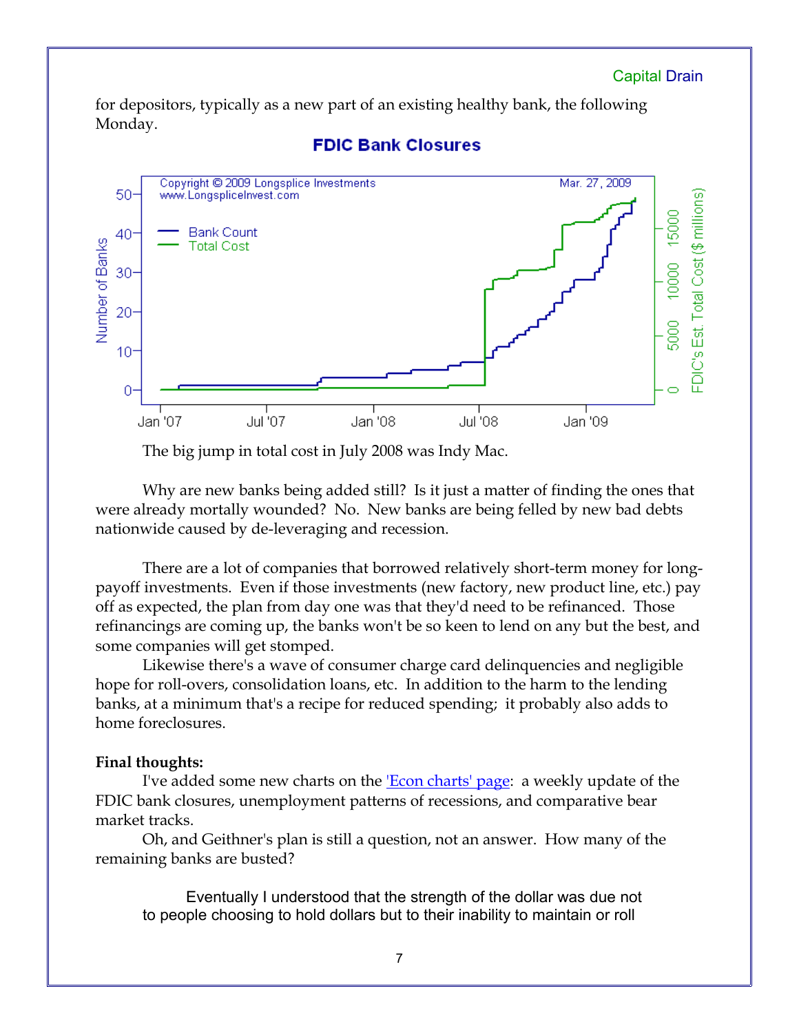for depositors, typically as a new part of an existing healthy bank, the following Monday.

The big jump in total cost in July 2008 was Indy Mac.

Why are new banks being added still? Is it just a matter of finding the ones that were already mortally wounded? No. New banks are being felled by new bad debts nationwide caused by de-leveraging and recession.

There are a lot of companies that borrowed relatively short-term money for long-payoff investments. Even if those investments (new factory, new product line, etc.) pay off as expected, the plan from day one was that they'd need to be refinanced. Those refinancings are coming up, the banks won't be so keen to lend on any but the best, and some companies will get stomped.

Likewise there's a wave of consumer charge card delinquencies and negligible hope for roll-overs, consolidation loans, etc. In addition to the harm to the lending banks, at a minimum that's a recipe for reduced spending; it probably also adds to home foreclosures.

**Final thoughts:**

I've added some new charts on the 'Econ charts' page: a weekly update of the FDIC bank closures, unemployment patterns of recessions, and comparative bear market tracks.

Oh, and Geithner's plan is still a question, not an answer. How many of the remaining banks are busted?

> Eventually I understood that the strength of the dollar was due not to people choosing to hold dollars but to their inability to maintain or roll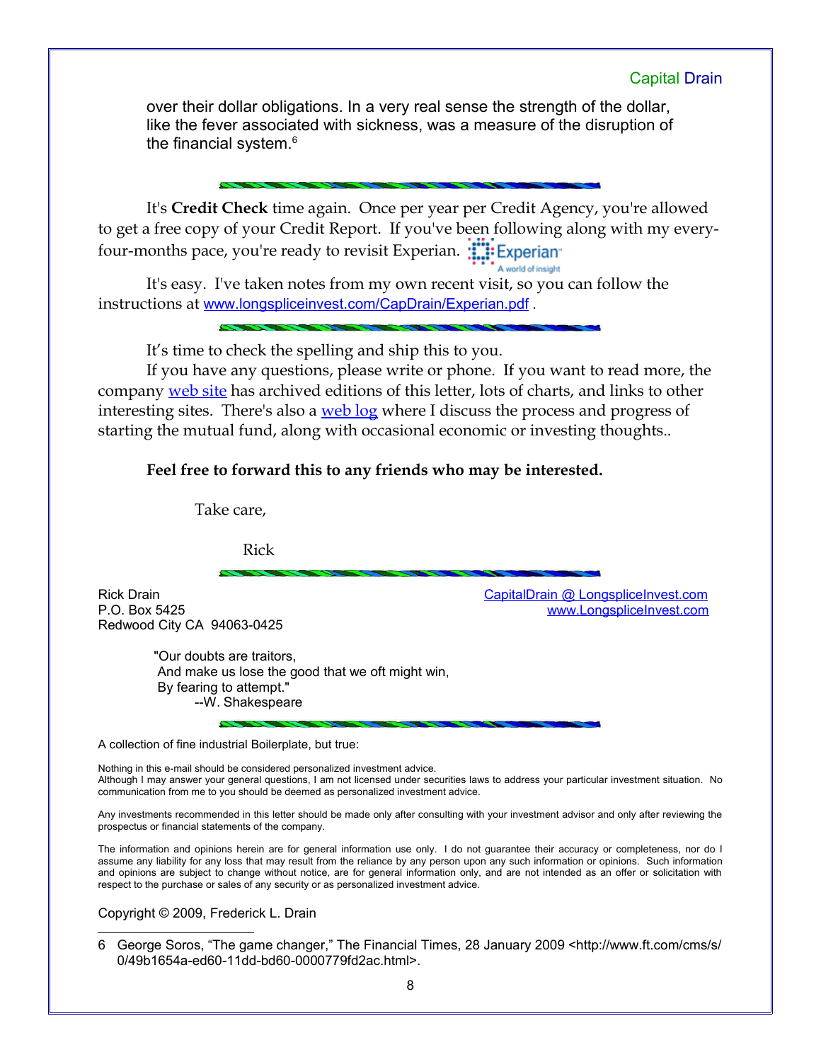over their dollar obligations. In a very real sense the strength of the dollar, like the fever associated with sickness, was a measure of the disruption of the financial system.[6]

---

It's **Credit Check** time again. Once per year per Credit Agency, you're allowed to get a free copy of your Credit Report. If you've been following along with my every-four-months pace, you're ready to revisit Experian. Experian A world of insight

It's easy. I've taken notes from my own recent visit, so you can follow the instructions at www.longspliceinvest.com/CapDrain/Experian.pdf .

---

It's time to check the spelling and ship this to you.

If you have any questions, please write or phone. If you want to read more, the company web site has archived editions of this letter, lots of charts, and links to other interesting sites. There's also a web log where I discuss the process and progress of starting the mutual fund, along with occasional economic or investing thoughts..

**Feel free to forward this to any friends who may be interested.**

Take care,

Rick

---

Rick Drain
P.O. Box 5425
Redwood City CA 94063-0425

CapitalDrain @ LongspliceInvest.com
www.LongspliceInvest.com

"Our doubts are traitors,
And make us lose the good that we oft might win,
By fearing to attempt."
--W. Shakespeare

---

A collection of fine industrial Boilerplate, but true:

Nothing in this e-mail should be considered personalized investment advice.
Although I may answer your general questions, I am not licensed under securities laws to address your particular investment situation. No communication from me to you should be deemed as personalized investment advice.

Any investments recommended in this letter should be made only after consulting with your investment advisor and only after reviewing the prospectus or financial statements of the company.

The information and opinions herein are for general information use only. I do not guarantee their accuracy or completeness, nor do I assume any liability for any loss that may result from the reliance by any person upon any such information or opinions. Such information and opinions are subject to change without notice, are for general information only, and are not intended as an offer or solicitation with respect to the purchase or sales of any security or as personalized investment advice.

Copyright © 2009, Frederick L. Drain

---

6 George Soros, "The game changer," The Financial Times, 28 January 2009 <http://www.ft.com/cms/s/0/49b1654a-ed60-11dd-bd60-0000779fd2ac.html>.